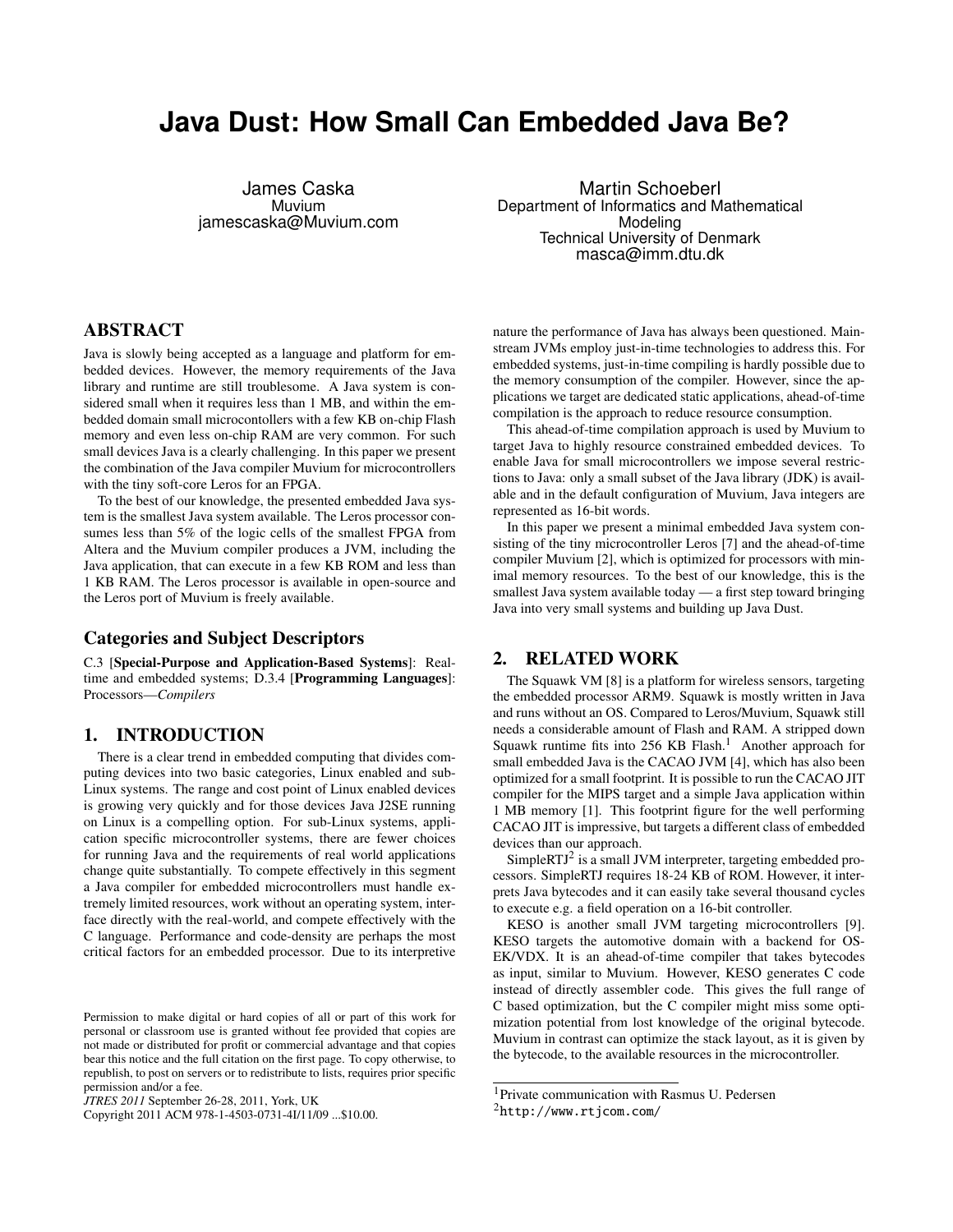# Java Dust: How Small Can Embedded Java Be?

James Caska
Muvium
jamescaska@Muvium.com

Martin Schoeberl
Department of Informatics and Mathematical Modeling
Technical University of Denmark
masca@imm.dtu.dk

## ABSTRACT

Java is slowly being accepted as a language and platform for embedded devices. However, the memory requirements of the Java library and runtime are still troublesome. A Java system is considered small when it requires less than 1 MB, and within the embedded domain small microcontellers with a few KB on-chip Flash memory and even less on-chip RAM are very common. For such small devices Java is a clearly challenging. In this paper we present the combination of the Java compiler Muvium for microcontrollers with the tiny soft-core Leros for an FPGA.

To the best of our knowledge, the presented embedded Java system is the smallest Java system available. The Leros processor consumes less than 5% of the logic cells of the smallest FPGA from Altera and the Muvium compiler produces a JVM, including the Java application, that can execute in a few KB ROM and less than 1 KB RAM. The Leros processor is available in open-source and the Leros port of Muvium is freely available.

## Categories and Subject Descriptors

C.3 [**Special-Purpose and Application-Based Systems**]: Real-time and embedded systems; D.3.4 [**Programming Languages**]: Processors—*Compilers*

## 1. INTRODUCTION

There is a clear trend in embedded computing that divides computing devices into two basic categories, Linux enabled and sub-Linux systems. The range and cost point of Linux enabled devices is growing very quickly and for those devices Java J2SE running on Linux is a compelling option. For sub-Linux systems, application specific microcontroller systems, there are fewer choices for running Java and the requirements of real world applications change quite substantially. To compete effectively in this segment a Java compiler for embedded microcontrollers must handle extremely limited resources, work without an operating system, interface directly with the real-world, and compete effectively with the C language. Performance and code-density are perhaps the most critical factors for an embedded processor. Due to its interpretive nature the performance of Java has always been questioned. Mainstream JVMs employ just-in-time technologies to address this. For embedded systems, just-in-time compiling is hardly possible due to the memory consumption of the compiler. However, since the applications we target are dedicated static applications, ahead-of-time compilation is the approach to reduce resource consumption.

This ahead-of-time compilation approach is used by Muvium to target Java to highly resource constrained embedded devices. To enable Java for small microcontrollers we impose several restrictions to Java: only a small subset of the Java library (JDK) is available and in the default configuration of Muvium, Java integers are represented as 16-bit words.

In this paper we present a minimal embedded Java system consisting of the tiny microcontroller Leros [7] and the ahead-of-time compiler Muvium [2], which is optimized for processors with minimal memory resources. To the best of our knowledge, this is the smallest Java system available today — a first step toward bringing Java into very small systems and building up Java Dust.

## 2. RELATED WORK

The Squawk VM [8] is a platform for wireless sensors, targeting the embedded processor ARM9. Squawk is mostly written in Java and runs without an OS. Compared to Leros/Muvium, Squawk still needs a considerable amount of Flash and RAM. A stripped down Squawk runtime fits into 256 KB Flash.[1] Another approach for small embedded Java is the CACAO JVM [4], which has also been optimized for a small footprint. It is possible to run the CACAO JIT compiler for the MIPS target and a simple Java application within 1 MB memory [1]. This footprint figure for the well performing CACAO JIT is impressive, but targets a different class of embedded devices than our approach.

SimpleRTJ[2] is a small JVM interpreter, targeting embedded processors. SimpleRTJ requires 18-24 KB of ROM. However, it interprets Java bytecodes and it can easily take several thousand cycles to execute e.g. a field operation on a 16-bit controller.

KESO is another small JVM targeting microcontrollers [9]. KESO targets the automotive domain with a backend for OSEK/VDX. It is an ahead-of-time compiler that takes bytecodes as input, similar to Muvium. However, KESO generates C code instead of directly assembler code. This gives the full range of C based optimization, but the C compiler might miss some optimization potential from lost knowledge of the original bytecode. Muvium in contrast can optimize the stack layout, as it is given by the bytecode, to the available resources in the microcontroller.

[1] Private communication with Rasmus U. Pedersen

[2] http://www.rtjcom.com/

Permission to make digital or hard copies of all or part of this work for personal or classroom use is granted without fee provided that copies are not made or distributed for profit or commercial advantage and that copies bear this notice and the full citation on the first page. To copy otherwise, to republish, to post on servers or to redistribute to lists, requires prior specific permission and/or a fee.
*JTRES 2011* September 26-28, 2011, York, UK
Copyright 2011 ACM 978-1-4503-0731-4I/11/09 ...$10.00.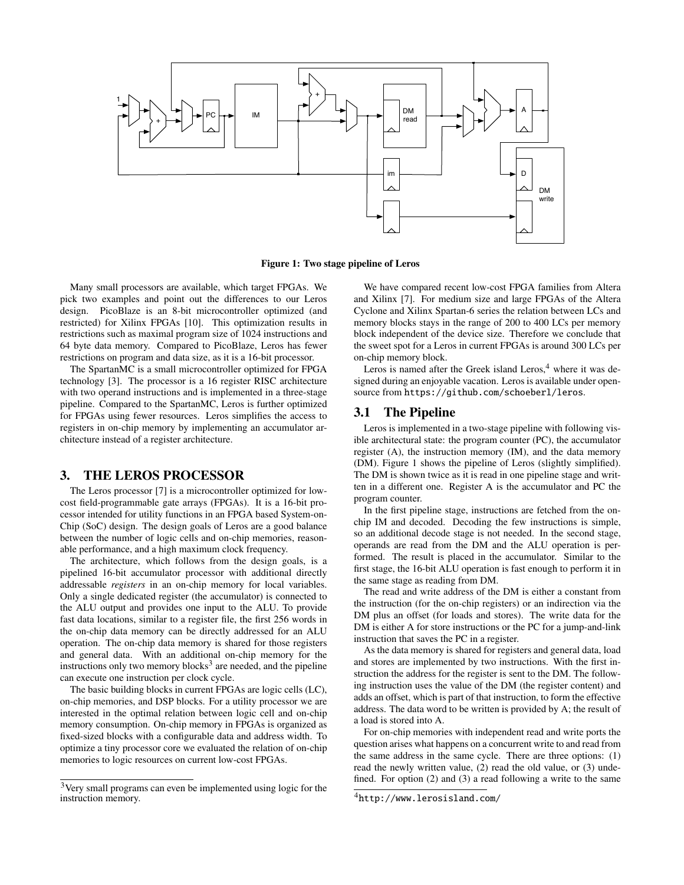1

\+

\+

PC

IM

DM
read

A

im

D

DM
write

**Figure 1: Two stage pipeline of Leros**

Many small processors are available, which target FPGAs. We pick two examples and point out the differences to our Leros design. PicoBlaze is an 8-bit microcontroller optimized (and restricted) for Xilinx FPGAs [10]. This optimization results in restrictions such as maximal program size of 1024 instructions and 64 byte data memory. Compared to PicoBlaze, Leros has fewer restrictions on program and data size, as it is a 16-bit processor.

The SpartanMC is a small microcontroller optimized for FPGA technology [3]. The processor is a 16 register RISC architecture with two operand instructions and is implemented in a three-stage pipeline. Compared to the SpartanMC, Leros is further optimized for FPGAs using fewer resources. Leros simplifies the access to registers in on-chip memory by implementing an accumulator architecture instead of a register architecture.

## 3. THE LEROS PROCESSOR

The Leros processor [7] is a microcontroller optimized for low-cost field-programmable gate arrays (FPGAs). It is a 16-bit processor intended for utility functions in an FPGA based System-on-Chip (SoC) design. The design goals of Leros are a good balance between the number of logic cells and on-chip memories, reasonable performance, and a high maximum clock frequency.

The architecture, which follows from the design goals, is a pipelined 16-bit accumulator processor with additional directly addressable *registers* in an on-chip memory for local variables. Only a single dedicated register (the accumulator) is connected to the ALU output and provides one input to the ALU. To provide fast data locations, similar to a register file, the first 256 words in the on-chip data memory can be directly addressed for an ALU operation. The on-chip data memory is shared for those registers and general data. With an additional on-chip memory for the instructions only two memory blocks[3] are needed, and the pipeline can execute one instruction per clock cycle.

The basic building blocks in current FPGAs are logic cells (LC), on-chip memories, and DSP blocks. For a utility processor we are interested in the optimal relation between logic cell and on-chip memory consumption. On-chip memory in FPGAs is organized as fixed-sized blocks with a configurable data and address width. To optimize a tiny processor core we evaluated the relation of on-chip memories to logic resources on current low-cost FPGAs.

[3]Very small programs can even be implemented using logic for the instruction memory.

We have compared recent low-cost FPGA families from Altera and Xilinx [7]. For medium size and large FPGAs of the Altera Cyclone and Xilinx Spartan-6 series the relation between LCs and memory blocks stays in the range of 200 to 400 LCs per memory block independent of the device size. Therefore we conclude that the sweet spot for a Leros in current FPGAs is around 300 LCs per on-chip memory block.

Leros is named after the Greek island Leros,[4] where it was designed during an enjoyable vacation. Leros is available under open-source from https://github.com/schoeberl/leros.

### 3.1 The Pipeline

Leros is implemented in a two-stage pipeline with following visible architectural state: the program counter (PC), the accumulator register (A), the instruction memory (IM), and the data memory (DM). Figure 1 shows the pipeline of Leros (slightly simplified). The DM is shown twice as it is read in one pipeline stage and written in a different one. Register A is the accumulator and PC the program counter.

In the first pipeline stage, instructions are fetched from the on-chip IM and decoded. Decoding the few instructions is simple, so an additional decode stage is not needed. In the second stage, operands are read from the DM and the ALU operation is performed. The result is placed in the accumulator. Similar to the first stage, the 16-bit ALU operation is fast enough to perform it in the same stage as reading from DM.

The read and write address of the DM is either a constant from the instruction (for the on-chip registers) or an indirection via the DM plus an offset (for loads and stores). The write data for the DM is either A for store instructions or the PC for a jump-and-link instruction that saves the PC in a register.

As the data memory is shared for registers and general data, load and stores are implemented by two instructions. With the first instruction the address for the register is sent to the DM. The following instruction uses the value of the DM (the register content) and adds an offset, which is part of that instruction, to form the effective address. The data word to be written is provided by A; the result of a load is stored into A.

For on-chip memories with independent read and write ports the question arises what happens on a concurrent write to and read from the same address in the same cycle. There are three options: (1) read the newly written value, (2) read the old value, or (3) undefined. For option (2) and (3) a read following a write to the same

[4]http://www.lerosisland.com/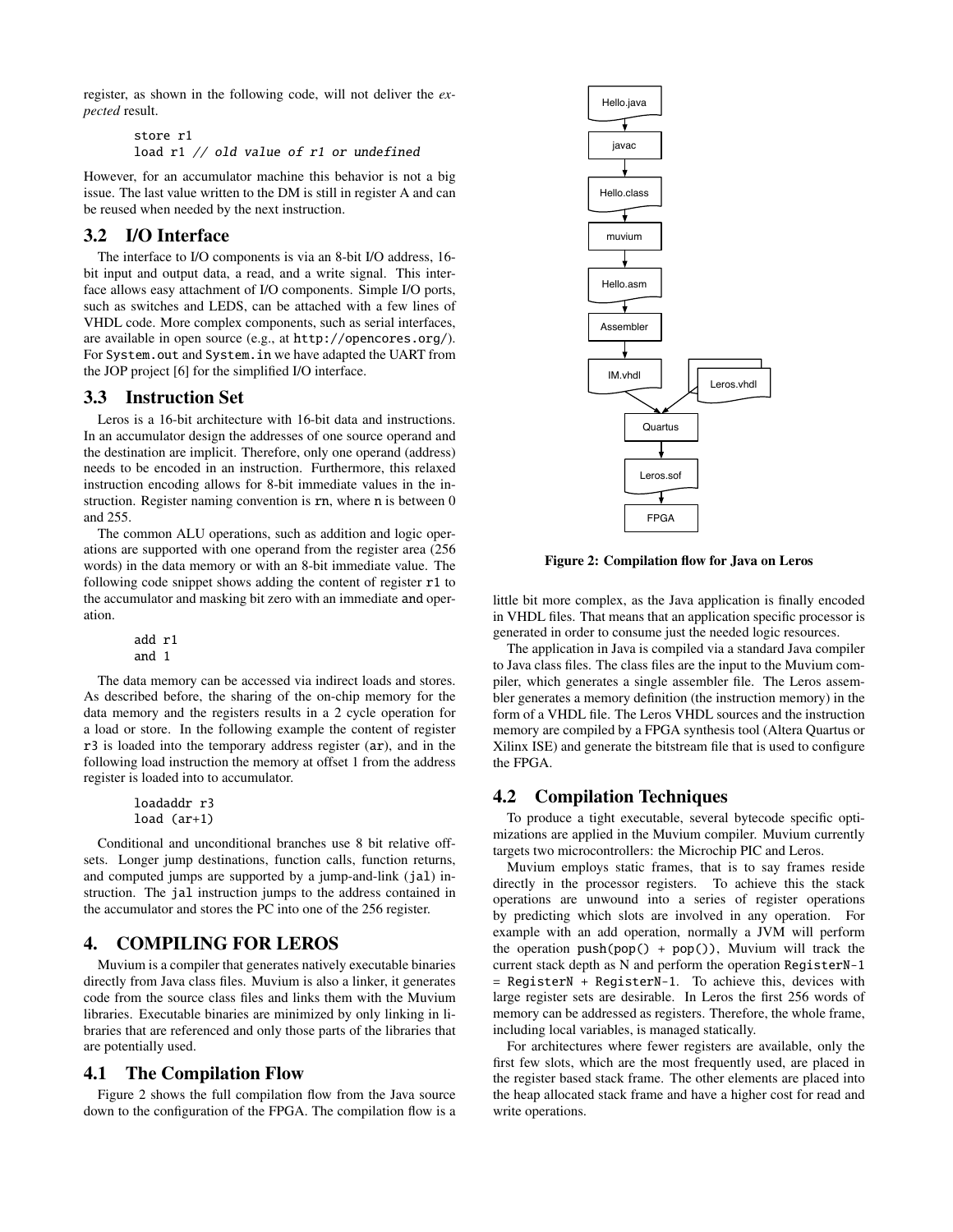register, as shown in the following code, will not deliver the *expected* result.

```
store r1
load r1 // old value of r1 or undefined
```

However, for an accumulator machine this behavior is not a big issue. The last value written to the DM is still in register A and can be reused when needed by the next instruction.

## 3.2 I/O Interface

The interface to I/O components is via an 8-bit I/O address, 16-bit input and output data, a read, and a write signal. This interface allows easy attachment of I/O components. Simple I/O ports, such as switches and LEDS, can be attached with a few lines of VHDL code. More complex components, such as serial interfaces, are available in open source (e.g., at http://opencores.org/). For System.out and System.in we have adapted the UART from the JOP project [6] for the simplified I/O interface.

## 3.3 Instruction Set

Leros is a 16-bit architecture with 16-bit data and instructions. In an accumulator design the addresses of one source operand and the destination are implicit. Therefore, only one operand (address) needs to be encoded in an instruction. Furthermore, this relaxed instruction encoding allows for 8-bit immediate values in the instruction. Register naming convention is rn, where n is between 0 and 255.

The common ALU operations, such as addition and logic operations are supported with one operand from the register area (256 words) in the data memory or with an 8-bit immediate value. The following code snippet shows adding the content of register r1 to the accumulator and masking bit zero with an immediate and operation.

```
add r1
and 1
```

The data memory can be accessed via indirect loads and stores. As described before, the sharing of the on-chip memory for the data memory and the registers results in a 2 cycle operation for a load or store. In the following example the content of register r3 is loaded into the temporary address register (ar), and in the following load instruction the memory at offset 1 from the address register is loaded into to accumulator.

```
loadaddr r3
load (ar+1)
```

Conditional and unconditional branches use 8 bit relative offsets. Longer jump destinations, function calls, function returns, and computed jumps are supported by a jump-and-link (jal) instruction. The jal instruction jumps to the address contained in the accumulator and stores the PC into one of the 256 register.

# 4. COMPILING FOR LEROS

Muvium is a compiler that generates natively executable binaries directly from Java class files. Muvium is also a linker, it generates code from the source class files and links them with the Muvium libraries. Executable binaries are minimized by only linking in libraries that are referenced and only those parts of the libraries that are potentially used.

## 4.1 The Compilation Flow

Figure 2 shows the full compilation flow from the Java source down to the configuration of the FPGA. The compilation flow is a little bit more complex, as the Java application is finally encoded in VHDL files. That means that an application specific processor is generated in order to consume just the needed logic resources.

Hello.java → javac → Hello.class → muvium → Hello.asm → Assembler → IM.vhdl, Leros.vhdl → Quartus → Leros.sof → FPGA

**Figure 2: Compilation flow for Java on Leros**

The application in Java is compiled via a standard Java compiler to Java class files. The class files are the input to the Muvium compiler, which generates a single assembler file. The Leros assembler generates a memory definition (the instruction memory) in the form of a VHDL file. The Leros VHDL sources and the instruction memory are compiled by a FPGA synthesis tool (Altera Quartus or Xilinx ISE) and generate the bitstream file that is used to configure the FPGA.

## 4.2 Compilation Techniques

To produce a tight executable, several bytecode specific optimizations are applied in the Muvium compiler. Muvium currently targets two microcontrollers: the Microchip PIC and Leros.

Muvium employs static frames, that is to say frames reside directly in the processor registers. To achieve this the stack operations are unwound into a series of register operations by predicting which slots are involved in any operation. For example with an add operation, normally a JVM will perform the operation push(pop() + pop()), Muvium will track the current stack depth as N and perform the operation RegisterN-1 = RegisterN + RegisterN-1. To achieve this, devices with large register sets are desirable. In Leros the first 256 words of memory can be addressed as registers. Therefore, the whole frame, including local variables, is managed statically.

For architectures where fewer registers are available, only the first few slots, which are the most frequently used, are placed in the register based stack frame. The other elements are placed into the heap allocated stack frame and have a higher cost for read and write operations.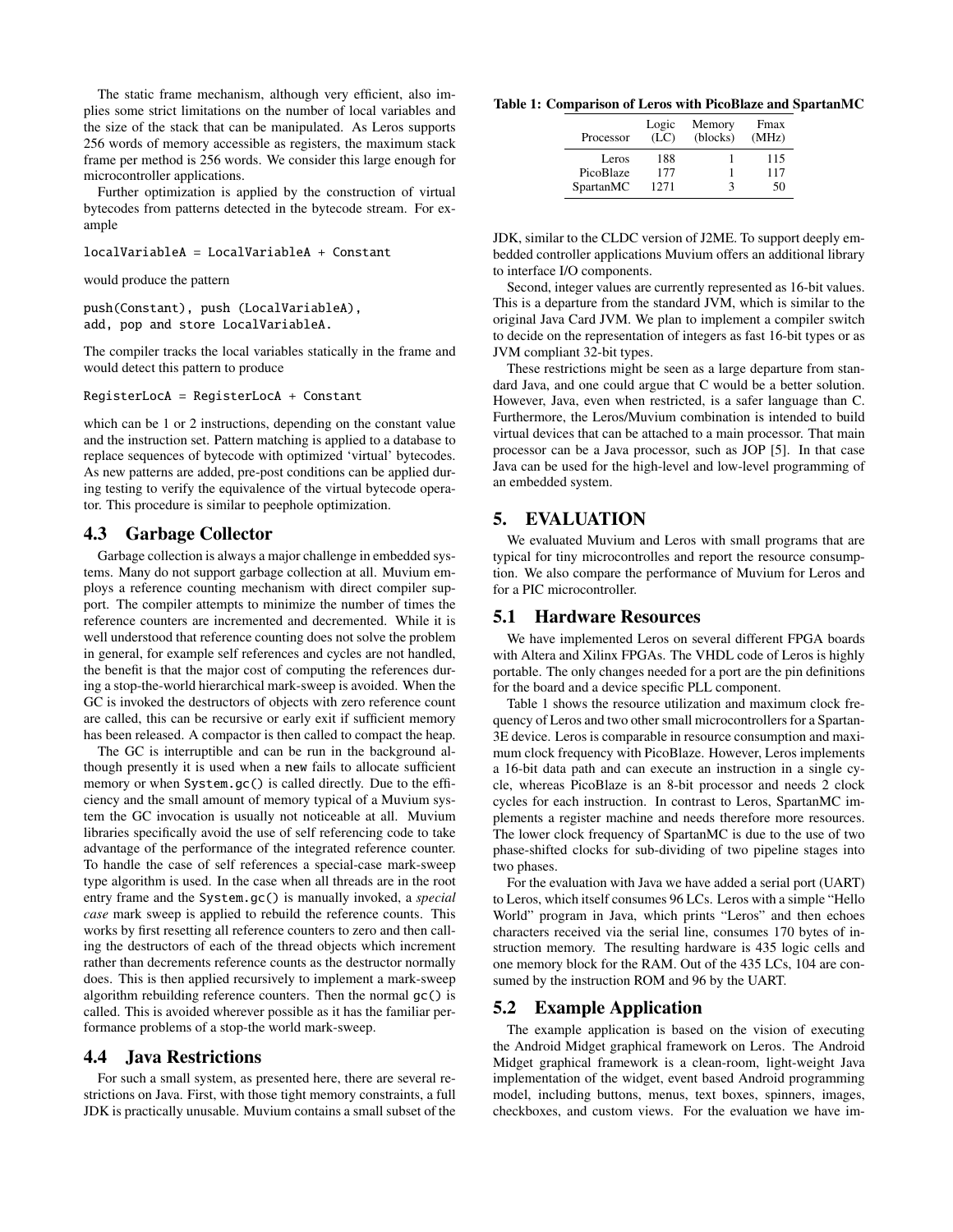The static frame mechanism, although very efficient, also implies some strict limitations on the number of local variables and the size of the stack that can be manipulated. As Leros supports 256 words of memory accessible as registers, the maximum stack frame per method is 256 words. We consider this large enough for microcontroller applications.

Further optimization is applied by the construction of virtual bytecodes from patterns detected in the bytecode stream. For example

```
localVariableA = LocalVariableA + Constant
```

would produce the pattern

```
push(Constant), push (LocalVariableA),
add, pop and store LocalVariableA.
```

The compiler tracks the local variables statically in the frame and would detect this pattern to produce

```
RegisterLocA = RegisterLocA + Constant
```

which can be 1 or 2 instructions, depending on the constant value and the instruction set. Pattern matching is applied to a database to replace sequences of bytecode with optimized 'virtual' bytecodes. As new patterns are added, pre-post conditions can be applied during testing to verify the equivalence of the virtual bytecode operator. This procedure is similar to peephole optimization.

### 4.3 Garbage Collector

Garbage collection is always a major challenge in embedded systems. Many do not support garbage collection at all. Muvium employs a reference counting mechanism with direct compiler support. The compiler attempts to minimize the number of times the reference counters are incremented and decremented. While it is well understood that reference counting does not solve the problem in general, for example self references and cycles are not handled, the benefit is that the major cost of computing the references during a stop-the-world hierarchical mark-sweep is avoided. When the GC is invoked the destructors of objects with zero reference count are called, this can be recursive or early exit if sufficient memory has been released. A compactor is then called to compact the heap.

The GC is interruptible and can be run in the background although presently it is used when a `new` fails to allocate sufficient memory or when `System.gc()` is called directly. Due to the efficiency and the small amount of memory typical of a Muvium system the GC invocation is usually not noticeable at all. Muvium libraries specifically avoid the use of self referencing code to take advantage of the performance of the integrated reference counter. To handle the case of self references a special-case mark-sweep type algorithm is used. In the case when all threads are in the root entry frame and the `System.gc()` is manually invoked, a *special case* mark sweep is applied to rebuild the reference counts. This works by first resetting all reference counters to zero and then calling the destructors of each of the thread objects which increment rather than decrements reference counts as the destructor normally does. This is then applied recursively to implement a mark-sweep algorithm rebuilding reference counters. Then the normal `gc()` is called. This is avoided wherever possible as it has the familiar performance problems of a stop-the world mark-sweep.

### 4.4 Java Restrictions

For such a small system, as presented here, there are several restrictions on Java. First, with those tight memory constraints, a full JDK is practically unusable. Muvium contains a small subset of the JDK, similar to the CLDC version of J2ME. To support deeply embedded controller applications Muvium offers an additional library to interface I/O components.

Second, integer values are currently represented as 16-bit values. This is a departure from the standard JVM, which is similar to the original Java Card JVM. We plan to implement a compiler switch to decide on the representation of integers as fast 16-bit types or as JVM compliant 32-bit types.

These restrictions might be seen as a large departure from standard Java, and one could argue that C would be a better solution. However, Java, even when restricted, is a safer language than C. Furthermore, the Leros/Muvium combination is intended to build virtual devices that can be attached to a main processor. That main processor can be a Java processor, such as JOP [5]. In that case Java can be used for the high-level and low-level programming of an embedded system.

## 5. EVALUATION

We evaluated Muvium and Leros with small programs that are typical for tiny microcontrolles and report the resource consumption. We also compare the performance of Muvium for Leros and for a PIC microcontroller.

### 5.1 Hardware Resources

We have implemented Leros on several different FPGA boards with Altera and Xilinx FPGAs. The VHDL code of Leros is highly portable. The only changes needed for a port are the pin definitions for the board and a device specific PLL component.

**Table 1: Comparison of Leros with PicoBlaze and SpartanMC**

| Processor | Logic (LC) | Memory (blocks) | Fmax (MHz) |
|---|---|---|---|
| Leros | 188 | 1 | 115 |
| PicoBlaze | 177 | 1 | 117 |
| SpartanMC | 1271 | 3 | 50 |

Table 1 shows the resource utilization and maximum clock frequency of Leros and two other small microcontrollers for a Spartan-3E device. Leros is comparable in resource consumption and maximum clock frequency with PicoBlaze. However, Leros implements a 16-bit data path and can execute an instruction in a single cycle, whereas PicoBlaze is an 8-bit processor and needs 2 clock cycles for each instruction. In contrast to Leros, SpartanMC implements a register machine and needs therefore more resources. The lower clock frequency of SpartanMC is due to the use of two phase-shifted clocks for sub-dividing of two pipeline stages into two phases.

For the evaluation with Java we have added a serial port (UART) to Leros, which itself consumes 96 LCs. Leros with a simple "Hello World" program in Java, which prints "Leros" and then echoes characters received via the serial line, consumes 170 bytes of instruction memory. The resulting hardware is 435 logic cells and one memory block for the RAM. Out of the 435 LCs, 104 are consumed by the instruction ROM and 96 by the UART.

### 5.2 Example Application

The example application is based on the vision of executing the Android Midget graphical framework on Leros. The Android Midget graphical framework is a clean-room, light-weight Java implementation of the widget, event based Android programming model, including buttons, menus, text boxes, spinners, images, checkboxes, and custom views. For the evaluation we have im-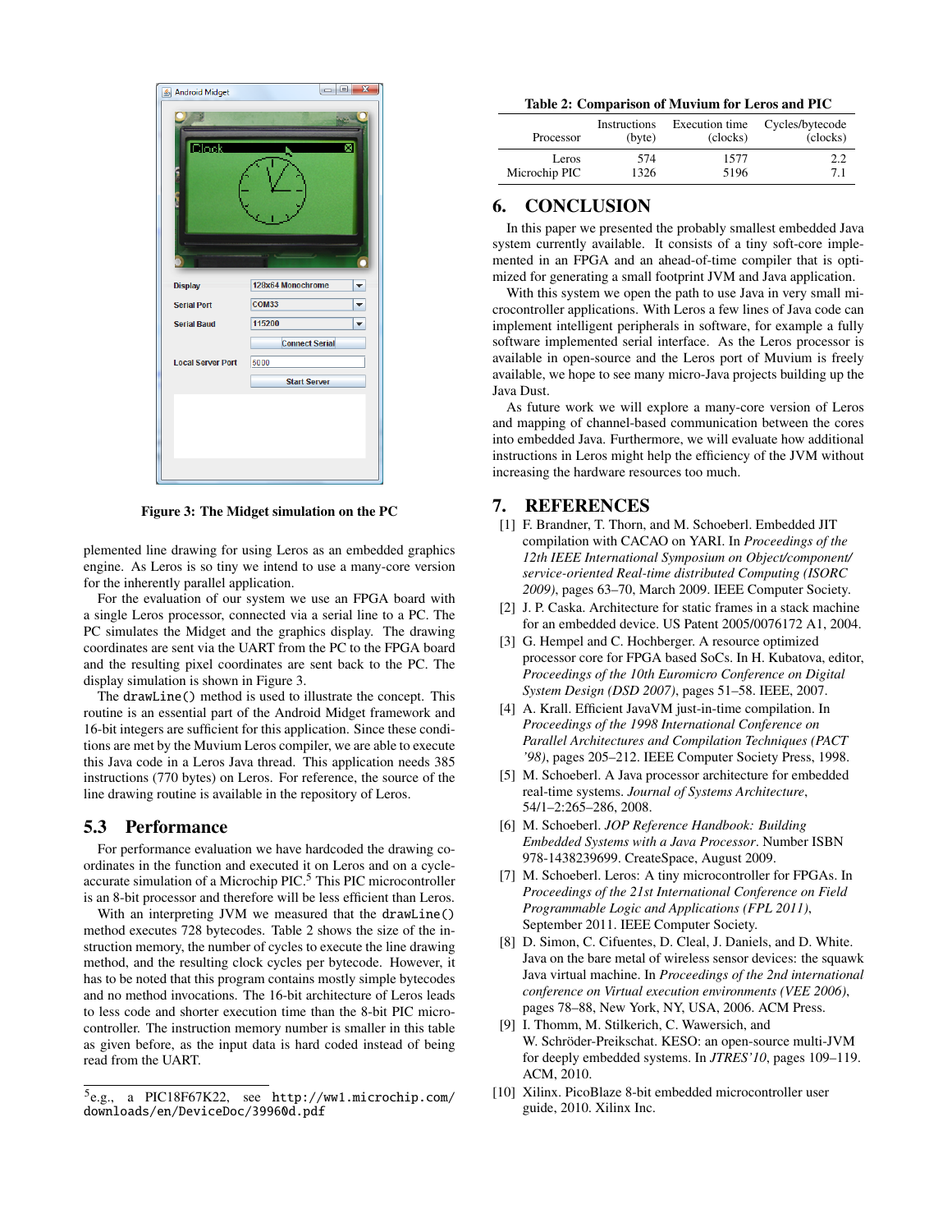Figure 3: The Midget simulation on the PC

plemented line drawing for using Leros as an embedded graphics engine. As Leros is so tiny we intend to use a many-core version for the inherently parallel application.

For the evaluation of our system we use an FPGA board with a single Leros processor, connected via a serial line to a PC. The PC simulates the Midget and the graphics display. The drawing coordinates are sent via the UART from the PC to the FPGA board and the resulting pixel coordinates are sent back to the PC. The display simulation is shown in Figure 3.

The `drawLine()` method is used to illustrate the concept. This routine is an essential part of the Android Midget framework and 16-bit integers are sufficient for this application. Since these conditions are met by the Muvium Leros compiler, we are able to execute this Java code in a Leros Java thread. This application needs 385 instructions (770 bytes) on Leros. For reference, the source of the line drawing routine is available in the repository of Leros.

## 5.3 Performance

For performance evaluation we have hardcoded the drawing coordinates in the function and executed it on Leros and on a cycle-accurate simulation of a Microchip PIC.[5] This PIC microcontroller is an 8-bit processor and therefore will be less efficient than Leros.

With an interpreting JVM we measured that the `drawLine()` method executes 728 bytecodes. Table 2 shows the size of the instruction memory, the number of cycles to execute the line drawing method, and the resulting clock cycles per bytecode. However, it has to be noted that this program contains mostly simple bytecodes and no method invocations. The 16-bit architecture of Leros leads to less code and shorter execution time than the 8-bit PIC microcontroller. The instruction memory number is smaller in this table as given before, as the input data is hard coded instead of being read from the UART.

[5] e.g., a PIC18F67K22, see http://ww1.microchip.com/downloads/en/DeviceDoc/39960d.pdf

Table 2: Comparison of Muvium for Leros and PIC

| Processor | Instructions (byte) | Execution time (clocks) | Cycles/bytecode (clocks) |
|---|---|---|---|
| Leros | 574 | 1577 | 2.2 |
| Microchip PIC | 1326 | 5196 | 7.1 |

# 6. CONCLUSION

In this paper we presented the probably smallest embedded Java system currently available. It consists of a tiny soft-core implemented in an FPGA and an ahead-of-time compiler that is optimized for generating a small footprint JVM and Java application.

With this system we open the path to use Java in very small microcontroller applications. With Leros a few lines of Java code can implement intelligent peripherals in software, for example a fully software implemented serial interface. As the Leros processor is available in open-source and the Leros port of Muvium is freely available, we hope to see many micro-Java projects building up the Java Dust.

As future work we will explore a many-core version of Leros and mapping of channel-based communication between the cores into embedded Java. Furthermore, we will evaluate how additional instructions in Leros might help the efficiency of the JVM without increasing the hardware resources too much.

# 7. REFERENCES

[1] F. Brandner, T. Thorn, and M. Schoeberl. Embedded JIT compilation with CACAO on YARI. In *Proceedings of the 12th IEEE International Symposium on Object/component/service-oriented Real-time distributed Computing (ISORC 2009)*, pages 63–70, March 2009. IEEE Computer Society.

[2] J. P. Caska. Architecture for static frames in a stack machine for an embedded device. US Patent 2005/0076172 A1, 2004.

[3] G. Hempel and C. Hochberger. A resource optimized processor core for FPGA based SoCs. In H. Kubatova, editor, *Proceedings of the 10th Euromicro Conference on Digital System Design (DSD 2007)*, pages 51–58. IEEE, 2007.

[4] A. Krall. Efficient JavaVM just-in-time compilation. In *Proceedings of the 1998 International Conference on Parallel Architectures and Compilation Techniques (PACT '98)*, pages 205–212. IEEE Computer Society Press, 1998.

[5] M. Schoeberl. A Java processor architecture for embedded real-time systems. *Journal of Systems Architecture*, 54/1–2:265–286, 2008.

[6] M. Schoeberl. *JOP Reference Handbook: Building Embedded Systems with a Java Processor*. Number ISBN 978-1438239699. CreateSpace, August 2009.

[7] M. Schoeberl. Leros: A tiny microcontroller for FPGAs. In *Proceedings of the 21st International Conference on Field Programmable Logic and Applications (FPL 2011)*, September 2011. IEEE Computer Society.

[8] D. Simon, C. Cifuentes, D. Cleal, J. Daniels, and D. White. Java on the bare metal of wireless sensor devices: the squawk Java virtual machine. In *Proceedings of the 2nd international conference on Virtual execution environments (VEE 2006)*, pages 78–88, New York, NY, USA, 2006. ACM Press.

[9] I. Thomm, M. Stilkerich, C. Wawersich, and W. Schröder-Preikschat. KESO: an open-source multi-JVM for deeply embedded systems. In *JTRES'10*, pages 109–119. ACM, 2010.

[10] Xilinx. PicoBlaze 8-bit embedded microcontroller user guide, 2010. Xilinx Inc.